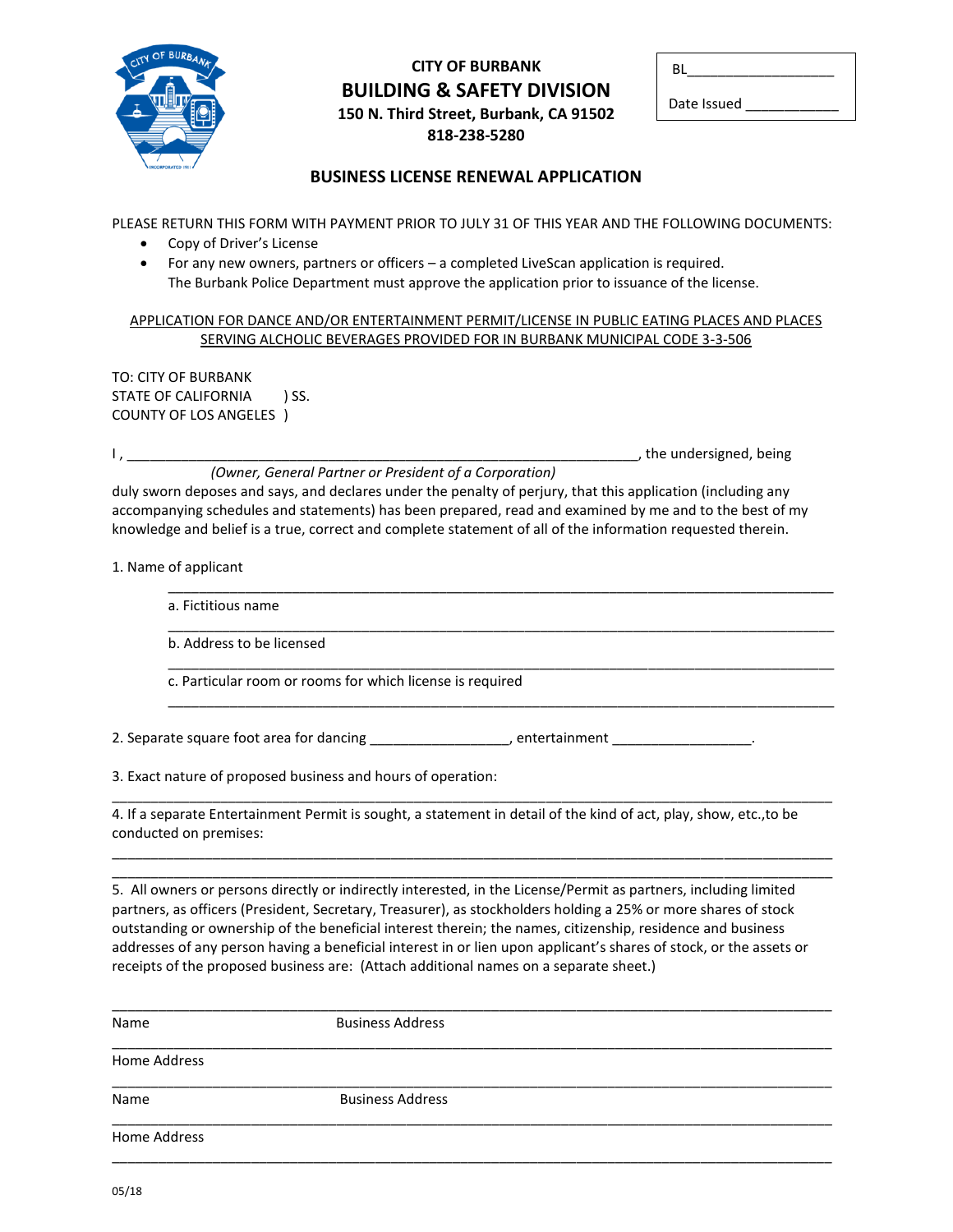CITY OF BURBANK

# BUILDING & SAFETY DIVISION

**150 N. Third Street, Burbank, CA 91502**

**818-238-5280**

BL___________________

Date Issued ___________

## BUSINESS LICENSE RENEWAL APPLICATION

PLEASE RETURN THIS FORM WITH PAYMENT PRIOR TO JULY 31 OF THIS YEAR AND THE FOLLOWING DOCUMENTS:

- Copy of Driver's License
- For any new owners, partners or officers – a completed LiveScan application is required. The Burbank Police Department must approve the application prior to issuance of the license.

APPLICATION FOR DANCE AND/OR ENTERTAINMENT PERMIT/LICENSE IN PUBLIC EATING PLACES AND PLACES SERVING ALCHOLIC BEVERAGES PROVIDED FOR IN BURBANK MUNICIPAL CODE 3-3-506

TO: CITY OF BURBANK
STATE OF CALIFORNIA ) SS.
COUNTY OF LOS ANGELES )

I , ________________________________________________________________, the undersigned, being
*(Owner, General Partner or President of a Corporation)*
duly sworn deposes and says, and declares under the penalty of perjury, that this application (including any accompanying schedules and statements) has been prepared, read and examined by me and to the best of my knowledge and belief is a true, correct and complete statement of all of the information requested therein.

1. Name of applicant
_______________________________________________________________________________
   a. Fictitious name
   _______________________________________________________________________________
   b. Address to be licensed
   _______________________________________________________________________________
   c. Particular room or rooms for which license is required
   _______________________________________________________________________________

2. Separate square foot area for dancing _________________, entertainment _________________.

3. Exact nature of proposed business and hours of operation:
_______________________________________________________________________________

4. If a separate Entertainment Permit is sought, a statement in detail of the kind of act, play, show, etc.,to be conducted on premises:
_______________________________________________________________________________
_______________________________________________________________________________

5. All owners or persons directly or indirectly interested, in the License/Permit as partners, including limited partners, as officers (President, Secretary, Treasurer), as stockholders holding a 25% or more shares of stock outstanding or ownership of the beneficial interest therein; the names, citizenship, residence and business addresses of any person having a beneficial interest in or lien upon applicant's shares of stock, or the assets or receipts of the proposed business are: (Attach additional names on a separate sheet.)

_______________________________________________________________________________
Name Business Address
_______________________________________________________________________________
Home Address
_______________________________________________________________________________
Name Business Address
_______________________________________________________________________________
Home Address
_______________________________________________________________________________

05/18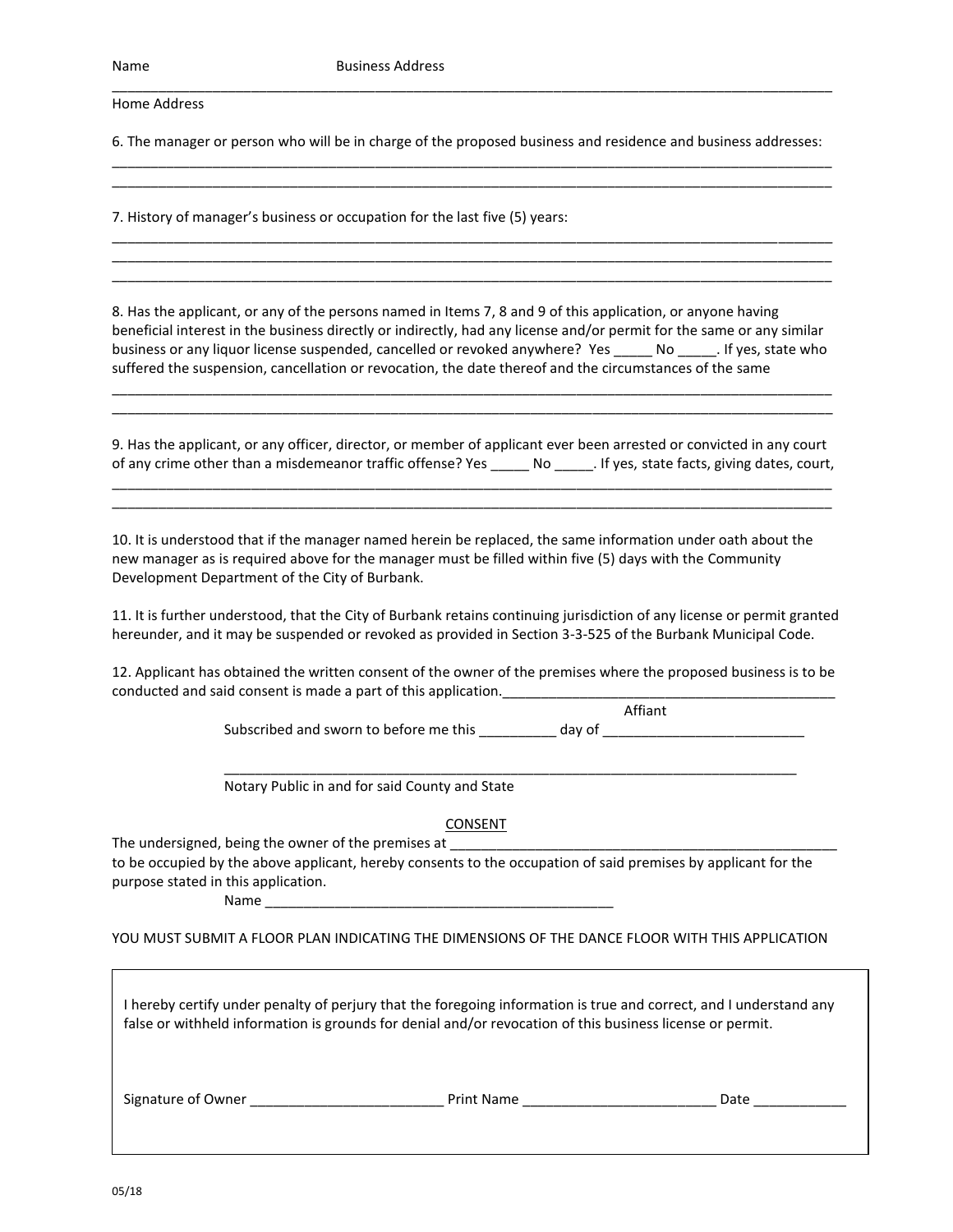Name Business Address

\_\_\_\_\_\_\_\_\_\_\_\_\_\_\_\_\_\_\_\_\_\_\_\_\_\_\_\_\_\_\_\_\_\_\_\_\_\_\_\_\_\_\_\_\_\_\_\_\_\_\_\_\_\_\_\_\_\_\_\_\_\_\_\_\_\_\_\_\_\_\_\_\_\_\_\_\_\_\_\_\_\_

Home Address

6. The manager or person who will be in charge of the proposed business and residence and business addresses:

\_\_\_\_\_\_\_\_\_\_\_\_\_\_\_\_\_\_\_\_\_\_\_\_\_\_\_\_\_\_\_\_\_\_\_\_\_\_\_\_\_\_\_\_\_\_\_\_\_\_\_\_\_\_\_\_\_\_\_\_\_\_\_\_\_\_\_\_\_\_\_\_\_\_\_\_\_\_\_\_\_\_

\_\_\_\_\_\_\_\_\_\_\_\_\_\_\_\_\_\_\_\_\_\_\_\_\_\_\_\_\_\_\_\_\_\_\_\_\_\_\_\_\_\_\_\_\_\_\_\_\_\_\_\_\_\_\_\_\_\_\_\_\_\_\_\_\_\_\_\_\_\_\_\_\_\_\_\_\_\_\_\_\_\_

7. History of manager's business or occupation for the last five (5) years:

\_\_\_\_\_\_\_\_\_\_\_\_\_\_\_\_\_\_\_\_\_\_\_\_\_\_\_\_\_\_\_\_\_\_\_\_\_\_\_\_\_\_\_\_\_\_\_\_\_\_\_\_\_\_\_\_\_\_\_\_\_\_\_\_\_\_\_\_\_\_\_\_\_\_\_\_\_\_\_\_\_\_

\_\_\_\_\_\_\_\_\_\_\_\_\_\_\_\_\_\_\_\_\_\_\_\_\_\_\_\_\_\_\_\_\_\_\_\_\_\_\_\_\_\_\_\_\_\_\_\_\_\_\_\_\_\_\_\_\_\_\_\_\_\_\_\_\_\_\_\_\_\_\_\_\_\_\_\_\_\_\_\_\_\_

\_\_\_\_\_\_\_\_\_\_\_\_\_\_\_\_\_\_\_\_\_\_\_\_\_\_\_\_\_\_\_\_\_\_\_\_\_\_\_\_\_\_\_\_\_\_\_\_\_\_\_\_\_\_\_\_\_\_\_\_\_\_\_\_\_\_\_\_\_\_\_\_\_\_\_\_\_\_\_\_\_\_

8. Has the applicant, or any of the persons named in Items 7, 8 and 9 of this application, or anyone having beneficial interest in the business directly or indirectly, had any license and/or permit for the same or any similar business or any liquor license suspended, cancelled or revoked anywhere? Yes \_\_\_\_\_ No \_\_\_\_\_. If yes, state who suffered the suspension, cancellation or revocation, the date thereof and the circumstances of the same

\_\_\_\_\_\_\_\_\_\_\_\_\_\_\_\_\_\_\_\_\_\_\_\_\_\_\_\_\_\_\_\_\_\_\_\_\_\_\_\_\_\_\_\_\_\_\_\_\_\_\_\_\_\_\_\_\_\_\_\_\_\_\_\_\_\_\_\_\_\_\_\_\_\_\_\_\_\_\_\_\_\_

\_\_\_\_\_\_\_\_\_\_\_\_\_\_\_\_\_\_\_\_\_\_\_\_\_\_\_\_\_\_\_\_\_\_\_\_\_\_\_\_\_\_\_\_\_\_\_\_\_\_\_\_\_\_\_\_\_\_\_\_\_\_\_\_\_\_\_\_\_\_\_\_\_\_\_\_\_\_\_\_\_\_

9. Has the applicant, or any officer, director, or member of applicant ever been arrested or convicted in any court of any crime other than a misdemeanor traffic offense? Yes \_\_\_\_\_ No \_\_\_\_\_. If yes, state facts, giving dates, court,

\_\_\_\_\_\_\_\_\_\_\_\_\_\_\_\_\_\_\_\_\_\_\_\_\_\_\_\_\_\_\_\_\_\_\_\_\_\_\_\_\_\_\_\_\_\_\_\_\_\_\_\_\_\_\_\_\_\_\_\_\_\_\_\_\_\_\_\_\_\_\_\_\_\_\_\_\_\_\_\_\_\_

\_\_\_\_\_\_\_\_\_\_\_\_\_\_\_\_\_\_\_\_\_\_\_\_\_\_\_\_\_\_\_\_\_\_\_\_\_\_\_\_\_\_\_\_\_\_\_\_\_\_\_\_\_\_\_\_\_\_\_\_\_\_\_\_\_\_\_\_\_\_\_\_\_\_\_\_\_\_\_\_\_\_

10. It is understood that if the manager named herein be replaced, the same information under oath about the new manager as is required above for the manager must be filled within five (5) days with the Community Development Department of the City of Burbank.

11. It is further understood, that the City of Burbank retains continuing jurisdiction of any license or permit granted hereunder, and it may be suspended or revoked as provided in Section 3-3-525 of the Burbank Municipal Code.

12. Applicant has obtained the written consent of the owner of the premises where the proposed business is to be conducted and said consent is made a part of this application.\_\_\_\_\_\_\_\_\_\_\_\_\_\_\_\_\_\_\_\_\_\_\_\_\_\_\_\_\_\_\_\_\_\_\_\_\_\_\_\_

Affiant

Subscribed and sworn to before me this \_\_\_\_\_\_\_\_\_\_ day of \_\_\_\_\_\_\_\_\_\_\_\_\_\_\_\_\_\_\_\_\_\_\_\_\_\_

\_\_\_\_\_\_\_\_\_\_\_\_\_\_\_\_\_\_\_\_\_\_\_\_\_\_\_\_\_\_\_\_\_\_\_\_\_\_\_\_\_\_\_\_\_\_\_\_\_\_\_\_\_\_\_\_\_\_\_\_\_\_\_\_\_\_\_\_\_\_\_\_\_\_

Notary Public in and for said County and State

CONSENT

The undersigned, being the owner of the premises at \_\_\_\_\_\_\_\_\_\_\_\_\_\_\_\_\_\_\_\_\_\_\_\_\_\_\_\_\_\_\_\_\_\_\_\_\_\_\_\_\_\_\_\_\_\_\_\_\_\_\_\_ to be occupied by the above applicant, hereby consents to the occupation of said premises by applicant for the purpose stated in this application.

Name \_\_\_\_\_\_\_\_\_\_\_\_\_\_\_\_\_\_\_\_\_\_\_\_\_\_\_\_\_\_\_\_\_\_\_\_\_\_\_\_\_\_\_\_\_\_

YOU MUST SUBMIT A FLOOR PLAN INDICATING THE DIMENSIONS OF THE DANCE FLOOR WITH THIS APPLICATION

I hereby certify under penalty of perjury that the foregoing information is true and correct, and I understand any false or withheld information is grounds for denial and/or revocation of this business license or permit.

Signature of Owner \_\_\_\_\_\_\_\_\_\_\_\_\_\_\_\_\_\_\_\_\_\_\_\_\_ Print Name \_\_\_\_\_\_\_\_\_\_\_\_\_\_\_\_\_\_\_\_\_\_\_\_\_ Date \_\_\_\_\_\_\_\_\_\_\_\_

05/18